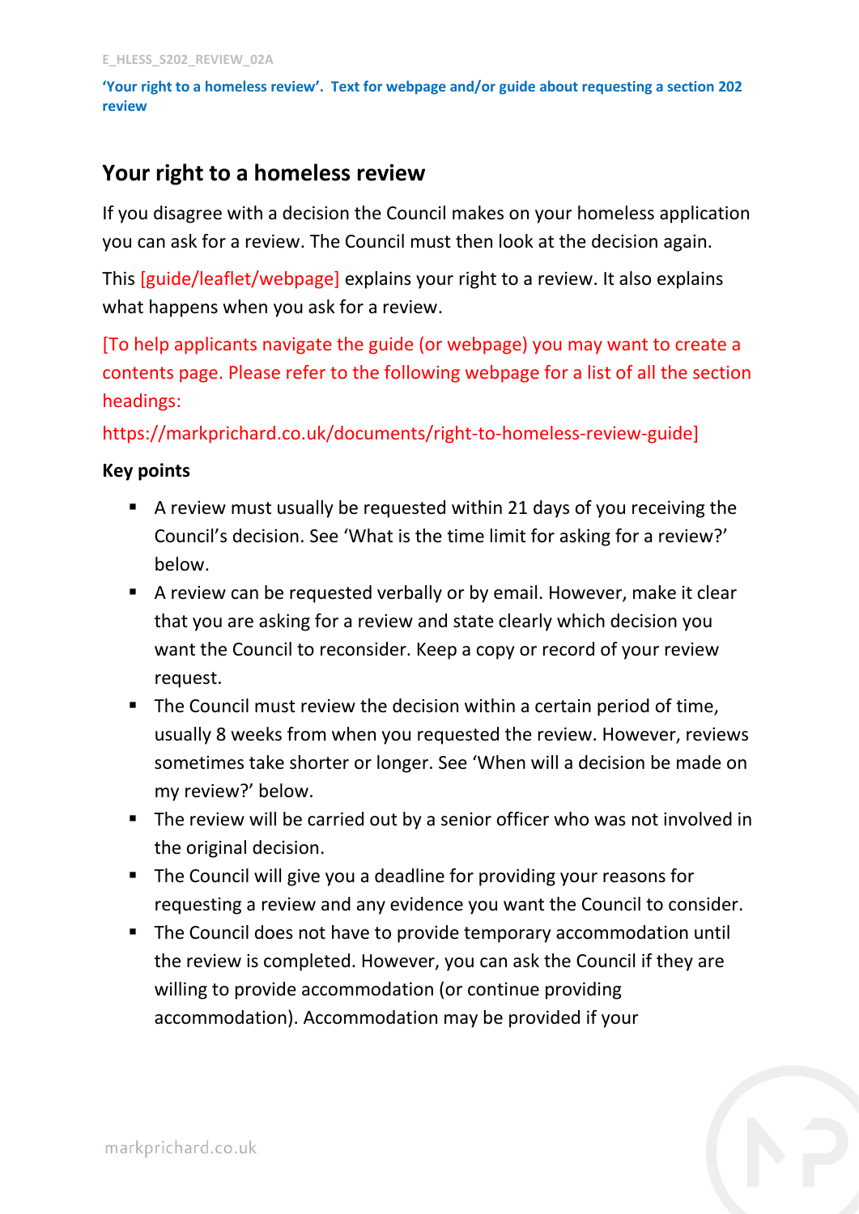E_HLESS_S202_REVIEW_02A

**'Your right to a homeless review'. Text for webpage and/or guide about requesting a section 202 review**

## Your right to a homeless review

If you disagree with a decision the Council makes on your homeless application you can ask for a review. The Council must then look at the decision again.

This [guide/leaflet/webpage] explains your right to a review. It also explains what happens when you ask for a review.

[To help applicants navigate the guide (or webpage) you may want to create a contents page. Please refer to the following webpage for a list of all the section headings:

https://markprichard.co.uk/documents/right-to-homeless-review-guide]

**Key points**

- A review must usually be requested within 21 days of you receiving the Council's decision. See 'What is the time limit for asking for a review?' below.
- A review can be requested verbally or by email. However, make it clear that you are asking for a review and state clearly which decision you want the Council to reconsider. Keep a copy or record of your review request.
- The Council must review the decision within a certain period of time, usually 8 weeks from when you requested the review. However, reviews sometimes take shorter or longer. See 'When will a decision be made on my review?' below.
- The review will be carried out by a senior officer who was not involved in the original decision.
- The Council will give you a deadline for providing your reasons for requesting a review and any evidence you want the Council to consider.
- The Council does not have to provide temporary accommodation until the review is completed. However, you can ask the Council if they are willing to provide accommodation (or continue providing accommodation). Accommodation may be provided if your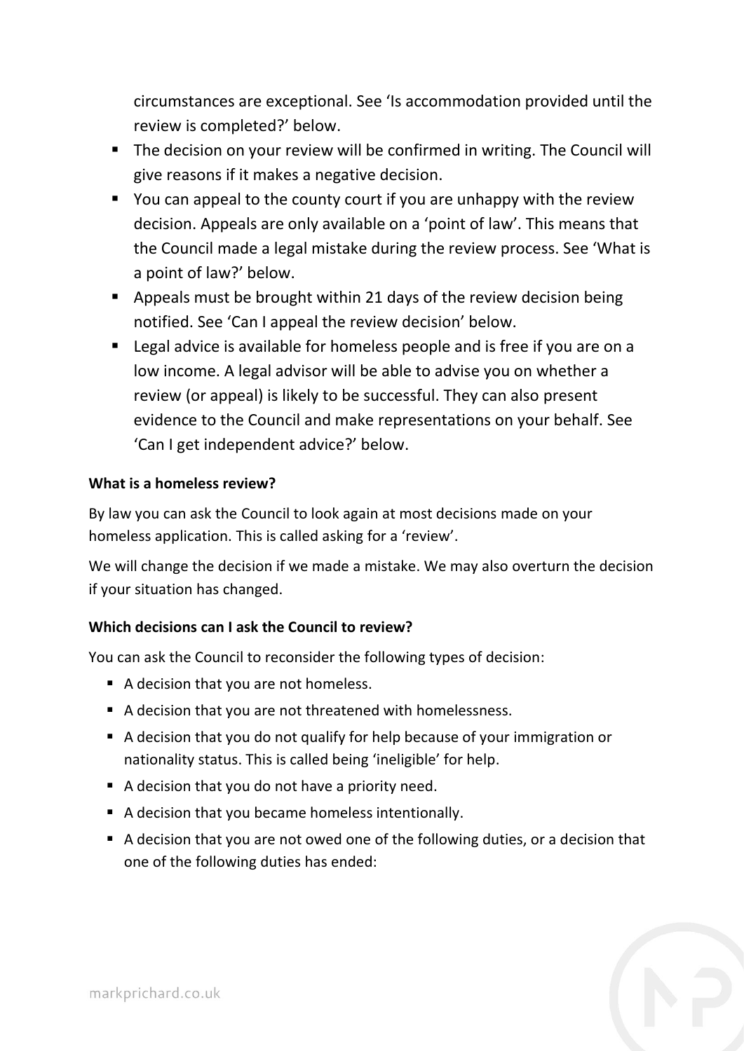circumstances are exceptional. See 'Is accommodation provided until the review is completed?' below.

- The decision on your review will be confirmed in writing. The Council will give reasons if it makes a negative decision.
- You can appeal to the county court if you are unhappy with the review decision. Appeals are only available on a 'point of law'. This means that the Council made a legal mistake during the review process. See 'What is a point of law?' below.
- Appeals must be brought within 21 days of the review decision being notified. See 'Can I appeal the review decision' below.
- Legal advice is available for homeless people and is free if you are on a low income. A legal advisor will be able to advise you on whether a review (or appeal) is likely to be successful. They can also present evidence to the Council and make representations on your behalf. See 'Can I get independent advice?' below.

**What is a homeless review?**

By law you can ask the Council to look again at most decisions made on your homeless application. This is called asking for a 'review'.

We will change the decision if we made a mistake. We may also overturn the decision if your situation has changed.

**Which decisions can I ask the Council to review?**

You can ask the Council to reconsider the following types of decision:

- A decision that you are not homeless.
- A decision that you are not threatened with homelessness.
- A decision that you do not qualify for help because of your immigration or nationality status. This is called being 'ineligible' for help.
- A decision that you do not have a priority need.
- A decision that you became homeless intentionally.
- A decision that you are not owed one of the following duties, or a decision that one of the following duties has ended: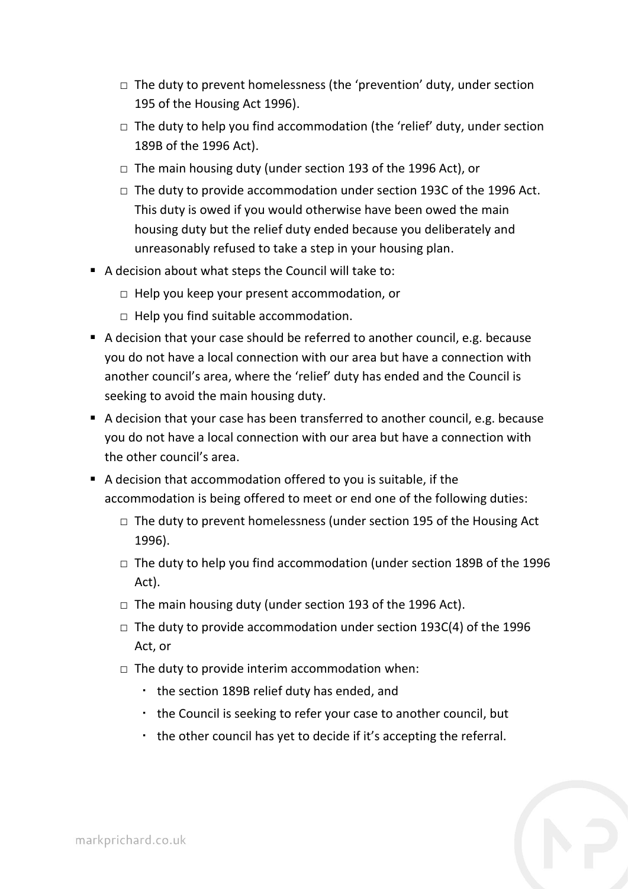- The duty to prevent homelessness (the 'prevention' duty, under section 195 of the Housing Act 1996).
  - The duty to help you find accommodation (the 'relief' duty, under section 189B of the 1996 Act).
  - The main housing duty (under section 193 of the 1996 Act), or
  - The duty to provide accommodation under section 193C of the 1996 Act. This duty is owed if you would otherwise have been owed the main housing duty but the relief duty ended because you deliberately and unreasonably refused to take a step in your housing plan.
- A decision about what steps the Council will take to:
  - Help you keep your present accommodation, or
  - Help you find suitable accommodation.
- A decision that your case should be referred to another council, e.g. because you do not have a local connection with our area but have a connection with another council's area, where the 'relief' duty has ended and the Council is seeking to avoid the main housing duty.
- A decision that your case has been transferred to another council, e.g. because you do not have a local connection with our area but have a connection with the other council's area.
- A decision that accommodation offered to you is suitable, if the accommodation is being offered to meet or end one of the following duties:
  - The duty to prevent homelessness (under section 195 of the Housing Act 1996).
  - The duty to help you find accommodation (under section 189B of the 1996 Act).
  - The main housing duty (under section 193 of the 1996 Act).
  - The duty to provide accommodation under section 193C(4) of the 1996 Act, or
  - The duty to provide interim accommodation when:
    - the section 189B relief duty has ended, and
    - the Council is seeking to refer your case to another council, but
    - the other council has yet to decide if it's accepting the referral.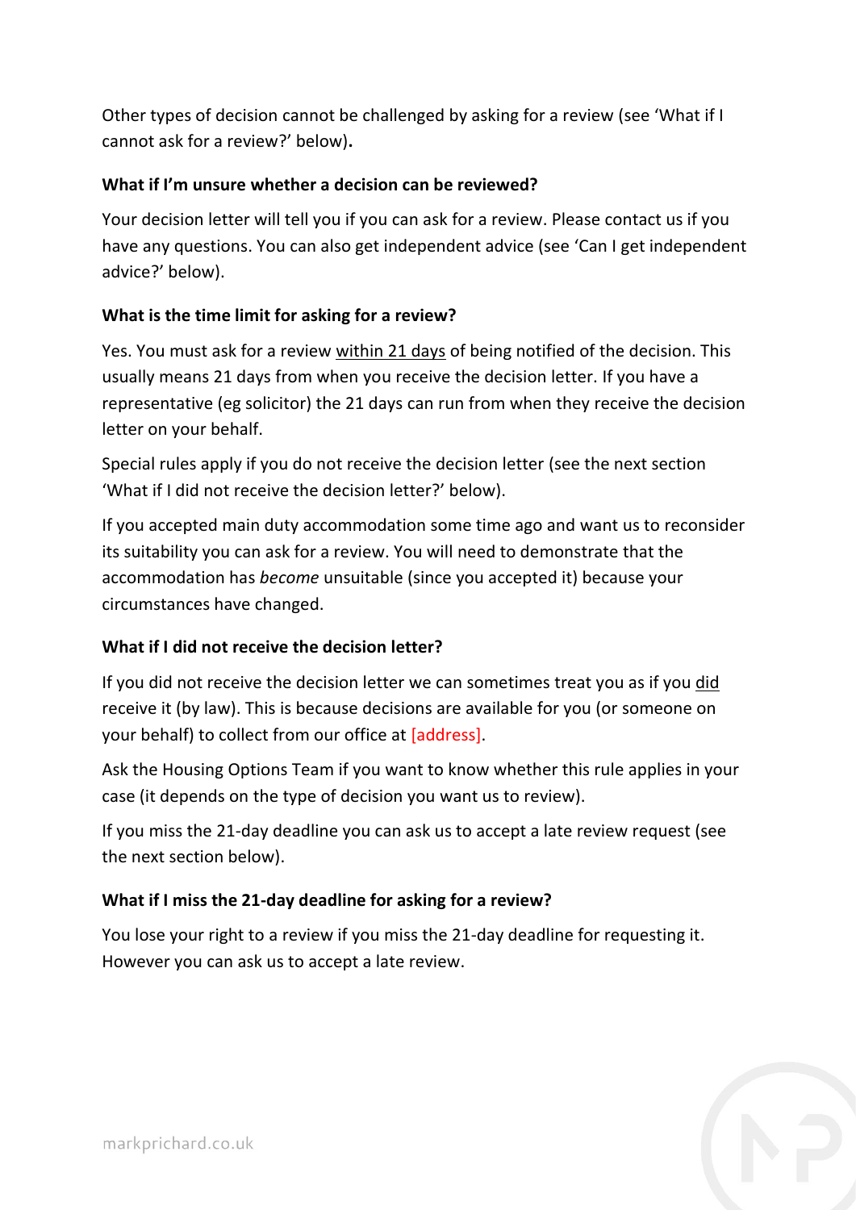Other types of decision cannot be challenged by asking for a review (see 'What if I cannot ask for a review?' below)**.**

**What if I'm unsure whether a decision can be reviewed?**

Your decision letter will tell you if you can ask for a review. Please contact us if you have any questions. You can also get independent advice (see 'Can I get independent advice?' below).

**What is the time limit for asking for a review?**

Yes. You must ask for a review within 21 days of being notified of the decision. This usually means 21 days from when you receive the decision letter. If you have a representative (eg solicitor) the 21 days can run from when they receive the decision letter on your behalf.

Special rules apply if you do not receive the decision letter (see the next section 'What if I did not receive the decision letter?' below).

If you accepted main duty accommodation some time ago and want us to reconsider its suitability you can ask for a review. You will need to demonstrate that the accommodation has *become* unsuitable (since you accepted it) because your circumstances have changed.

**What if I did not receive the decision letter?**

If you did not receive the decision letter we can sometimes treat you as if you did receive it (by law). This is because decisions are available for you (or someone on your behalf) to collect from our office at [address].

Ask the Housing Options Team if you want to know whether this rule applies in your case (it depends on the type of decision you want us to review).

If you miss the 21-day deadline you can ask us to accept a late review request (see the next section below).

**What if I miss the 21-day deadline for asking for a review?**

You lose your right to a review if you miss the 21-day deadline for requesting it. However you can ask us to accept a late review.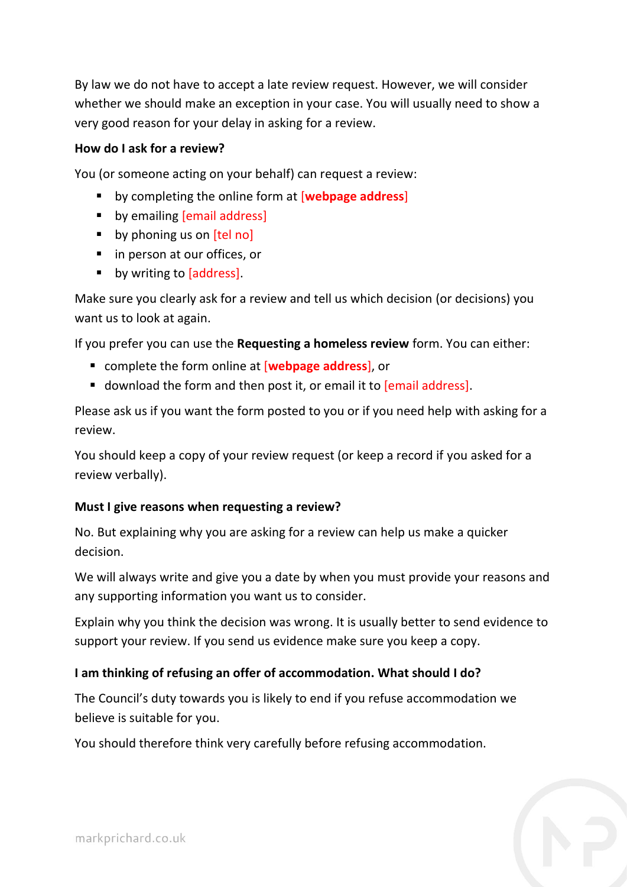By law we do not have to accept a late review request. However, we will consider whether we should make an exception in your case. You will usually need to show a very good reason for your delay in asking for a review.

**How do I ask for a review?**

You (or someone acting on your behalf) can request a review:

- by completing the online form at **[webpage address]**
- by emailing [email address]
- by phoning us on [tel no]
- in person at our offices, or
- by writing to [address].

Make sure you clearly ask for a review and tell us which decision (or decisions) you want us to look at again.

If you prefer you can use the **Requesting a homeless review** form. You can either:

- complete the form online at **[webpage address]**, or
- download the form and then post it, or email it to [email address].

Please ask us if you want the form posted to you or if you need help with asking for a review.

You should keep a copy of your review request (or keep a record if you asked for a review verbally).

**Must I give reasons when requesting a review?**

No. But explaining why you are asking for a review can help us make a quicker decision.

We will always write and give you a date by when you must provide your reasons and any supporting information you want us to consider.

Explain why you think the decision was wrong. It is usually better to send evidence to support your review. If you send us evidence make sure you keep a copy.

**I am thinking of refusing an offer of accommodation. What should I do?**

The Council's duty towards you is likely to end if you refuse accommodation we believe is suitable for you.

You should therefore think very carefully before refusing accommodation.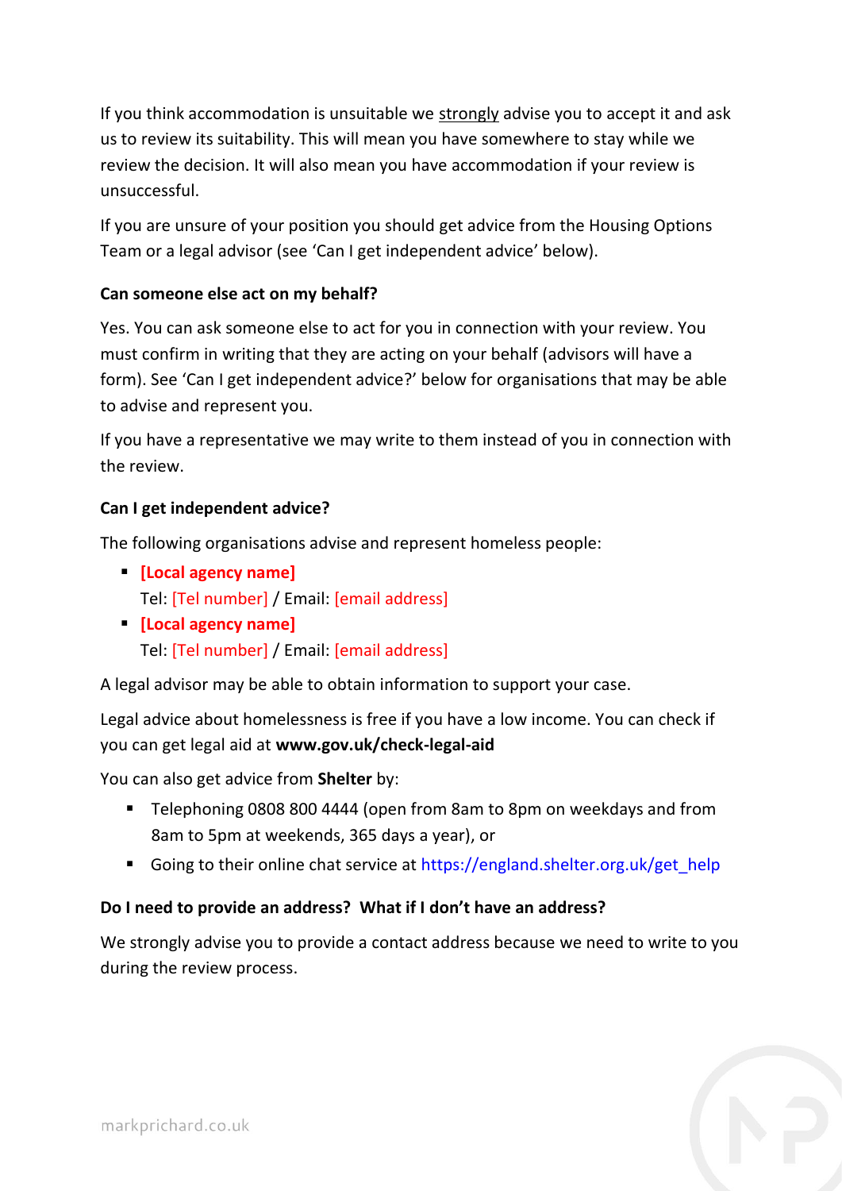If you think accommodation is unsuitable we strongly advise you to accept it and ask us to review its suitability. This will mean you have somewhere to stay while we review the decision. It will also mean you have accommodation if your review is unsuccessful.

If you are unsure of your position you should get advice from the Housing Options Team or a legal advisor (see 'Can I get independent advice' below).

**Can someone else act on my behalf?**

Yes. You can ask someone else to act for you in connection with your review. You must confirm in writing that they are acting on your behalf (advisors will have a form). See 'Can I get independent advice?' below for organisations that may be able to advise and represent you.

If you have a representative we may write to them instead of you in connection with the review.

**Can I get independent advice?**

The following organisations advise and represent homeless people:

- **[Local agency name]**
  Tel: [Tel number] / Email: [email address]
- **[Local agency name]**
  Tel: [Tel number] / Email: [email address]

A legal advisor may be able to obtain information to support your case.

Legal advice about homelessness is free if you have a low income. You can check if you can get legal aid at **www.gov.uk/check-legal-aid**

You can also get advice from **Shelter** by:

- Telephoning 0808 800 4444 (open from 8am to 8pm on weekdays and from 8am to 5pm at weekends, 365 days a year), or
- Going to their online chat service at https://england.shelter.org.uk/get_help

**Do I need to provide an address? What if I don't have an address?**

We strongly advise you to provide a contact address because we need to write to you during the review process.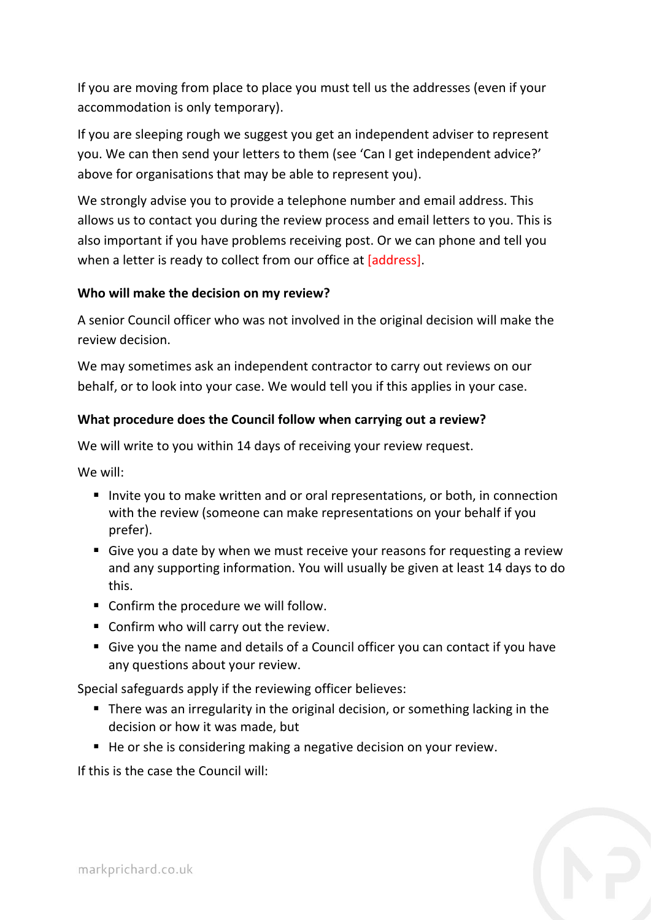If you are moving from place to place you must tell us the addresses (even if your accommodation is only temporary).

If you are sleeping rough we suggest you get an independent adviser to represent you. We can then send your letters to them (see 'Can I get independent advice?' above for organisations that may be able to represent you).

We strongly advise you to provide a telephone number and email address. This allows us to contact you during the review process and email letters to you. This is also important if you have problems receiving post. Or we can phone and tell you when a letter is ready to collect from our office at [address].

**Who will make the decision on my review?**

A senior Council officer who was not involved in the original decision will make the review decision.

We may sometimes ask an independent contractor to carry out reviews on our behalf, or to look into your case. We would tell you if this applies in your case.

**What procedure does the Council follow when carrying out a review?**

We will write to you within 14 days of receiving your review request.

We will:

- Invite you to make written and or oral representations, or both, in connection with the review (someone can make representations on your behalf if you prefer).
- Give you a date by when we must receive your reasons for requesting a review and any supporting information. You will usually be given at least 14 days to do this.
- Confirm the procedure we will follow.
- Confirm who will carry out the review.
- Give you the name and details of a Council officer you can contact if you have any questions about your review.

Special safeguards apply if the reviewing officer believes:

- There was an irregularity in the original decision, or something lacking in the decision or how it was made, but
- He or she is considering making a negative decision on your review.

If this is the case the Council will: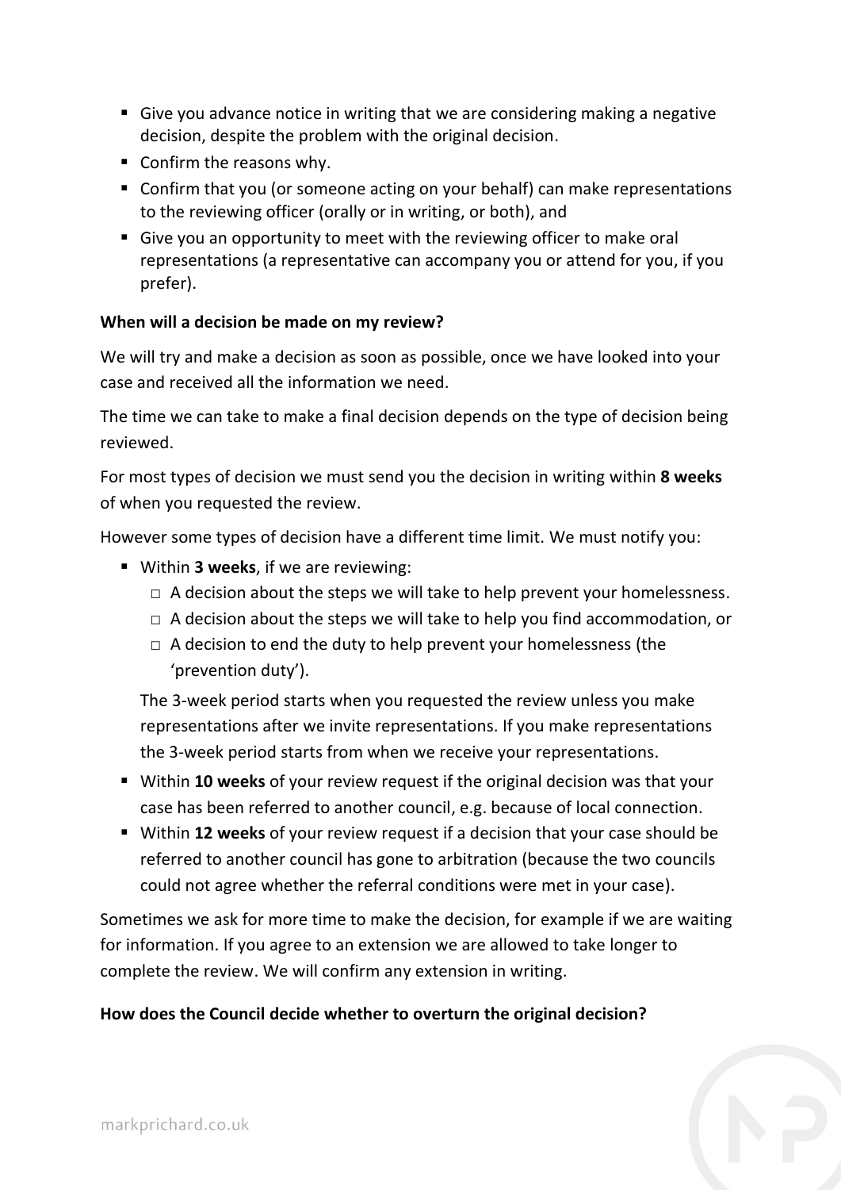- Give you advance notice in writing that we are considering making a negative decision, despite the problem with the original decision.
- Confirm the reasons why.
- Confirm that you (or someone acting on your behalf) can make representations to the reviewing officer (orally or in writing, or both), and
- Give you an opportunity to meet with the reviewing officer to make oral representations (a representative can accompany you or attend for you, if you prefer).

**When will a decision be made on my review?**

We will try and make a decision as soon as possible, once we have looked into your case and received all the information we need.

The time we can take to make a final decision depends on the type of decision being reviewed.

For most types of decision we must send you the decision in writing within **8 weeks** of when you requested the review.

However some types of decision have a different time limit. We must notify you:

- Within **3 weeks**, if we are reviewing:
  - A decision about the steps we will take to help prevent your homelessness.
  - A decision about the steps we will take to help you find accommodation, or
  - A decision to end the duty to help prevent your homelessness (the 'prevention duty').

  The 3-week period starts when you requested the review unless you make representations after we invite representations. If you make representations the 3-week period starts from when we receive your representations.
- Within **10 weeks** of your review request if the original decision was that your case has been referred to another council, e.g. because of local connection.
- Within **12 weeks** of your review request if a decision that your case should be referred to another council has gone to arbitration (because the two councils could not agree whether the referral conditions were met in your case).

Sometimes we ask for more time to make the decision, for example if we are waiting for information. If you agree to an extension we are allowed to take longer to complete the review. We will confirm any extension in writing.

**How does the Council decide whether to overturn the original decision?**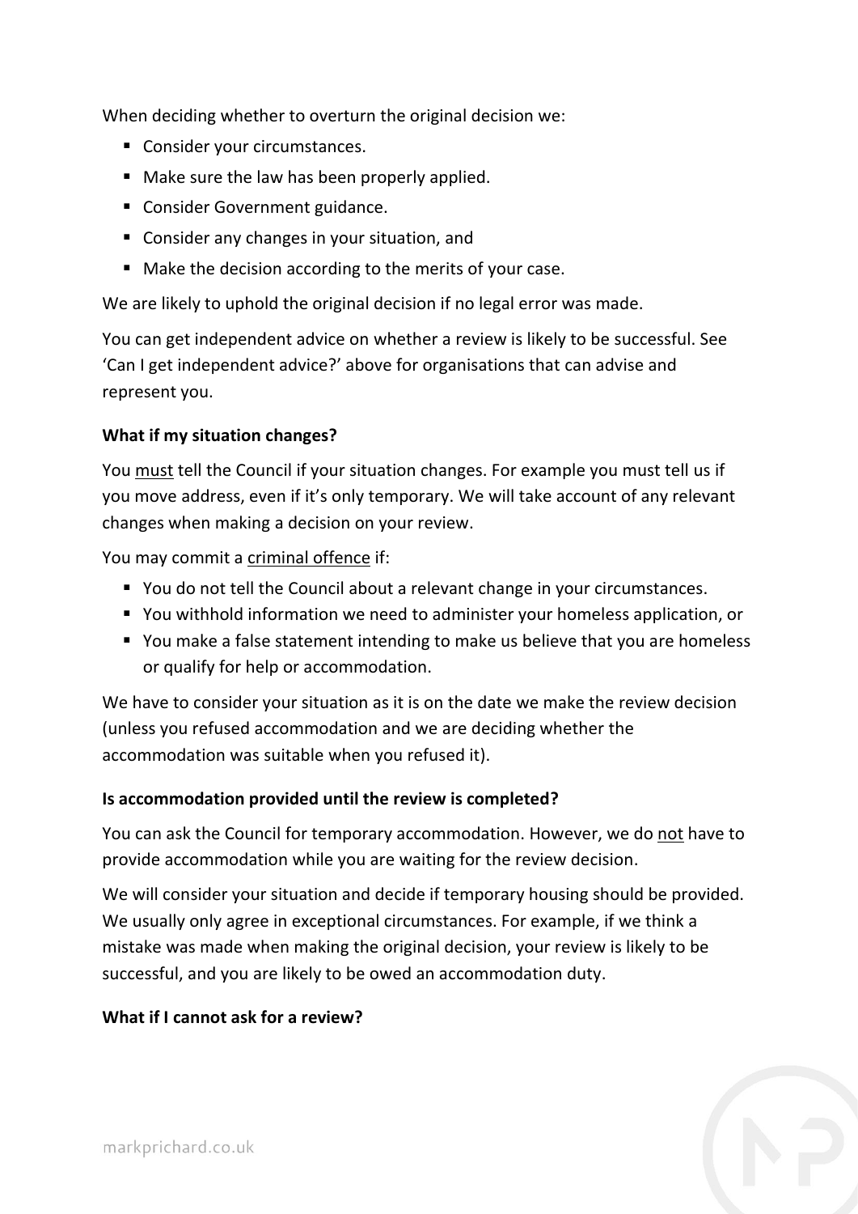When deciding whether to overturn the original decision we:

- Consider your circumstances.
- Make sure the law has been properly applied.
- Consider Government guidance.
- Consider any changes in your situation, and
- Make the decision according to the merits of your case.

We are likely to uphold the original decision if no legal error was made.

You can get independent advice on whether a review is likely to be successful. See 'Can I get independent advice?' above for organisations that can advise and represent you.

**What if my situation changes?**

You must tell the Council if your situation changes. For example you must tell us if you move address, even if it's only temporary. We will take account of any relevant changes when making a decision on your review.

You may commit a criminal offence if:

- You do not tell the Council about a relevant change in your circumstances.
- You withhold information we need to administer your homeless application, or
- You make a false statement intending to make us believe that you are homeless or qualify for help or accommodation.

We have to consider your situation as it is on the date we make the review decision (unless you refused accommodation and we are deciding whether the accommodation was suitable when you refused it).

**Is accommodation provided until the review is completed?**

You can ask the Council for temporary accommodation. However, we do not have to provide accommodation while you are waiting for the review decision.

We will consider your situation and decide if temporary housing should be provided. We usually only agree in exceptional circumstances. For example, if we think a mistake was made when making the original decision, your review is likely to be successful, and you are likely to be owed an accommodation duty.

**What if I cannot ask for a review?**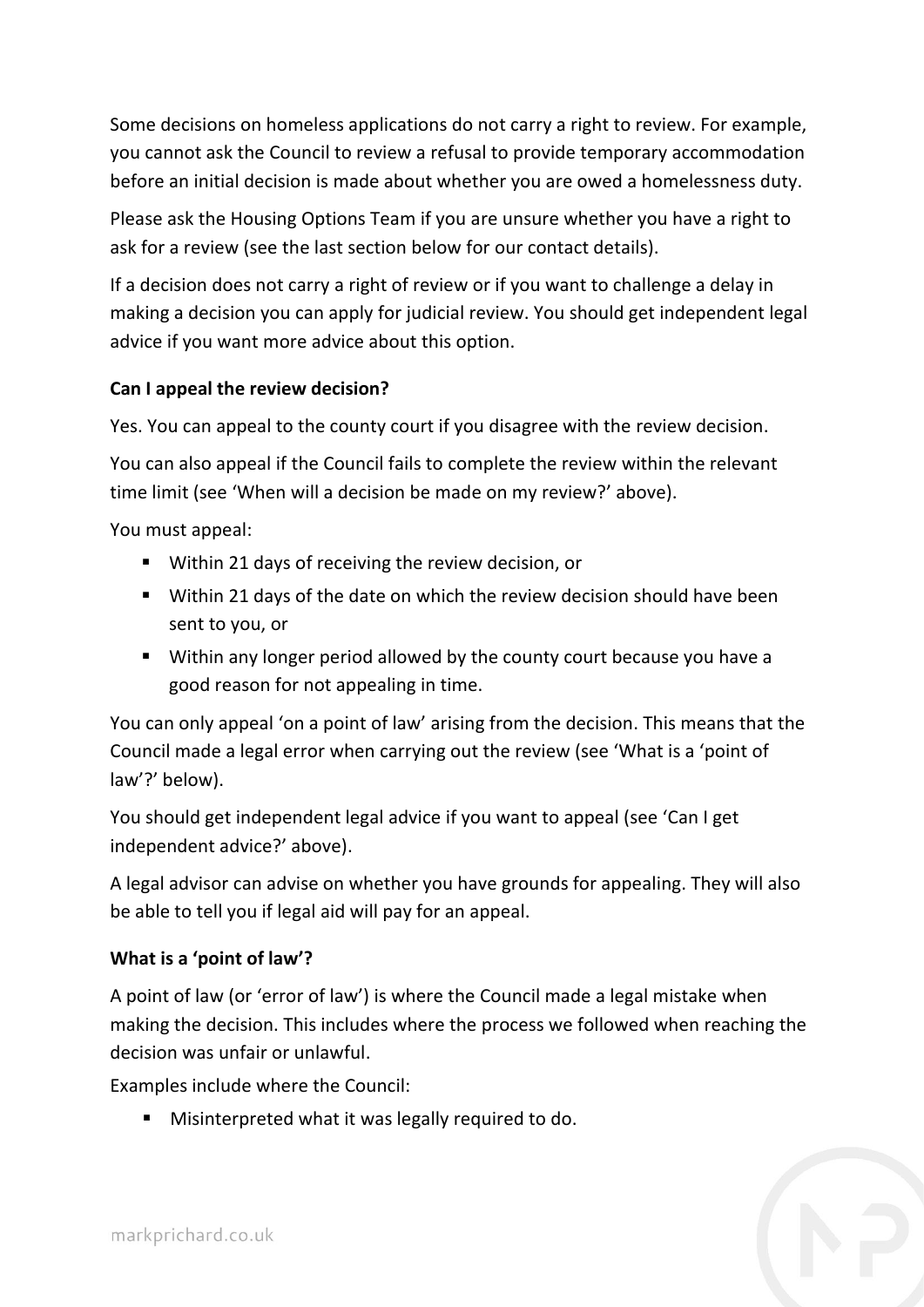Some decisions on homeless applications do not carry a right to review. For example, you cannot ask the Council to review a refusal to provide temporary accommodation before an initial decision is made about whether you are owed a homelessness duty.

Please ask the Housing Options Team if you are unsure whether you have a right to ask for a review (see the last section below for our contact details).

If a decision does not carry a right of review or if you want to challenge a delay in making a decision you can apply for judicial review. You should get independent legal advice if you want more advice about this option.

**Can I appeal the review decision?**

Yes. You can appeal to the county court if you disagree with the review decision.

You can also appeal if the Council fails to complete the review within the relevant time limit (see 'When will a decision be made on my review?' above).

You must appeal:

- Within 21 days of receiving the review decision, or
- Within 21 days of the date on which the review decision should have been sent to you, or
- Within any longer period allowed by the county court because you have a good reason for not appealing in time.

You can only appeal 'on a point of law' arising from the decision. This means that the Council made a legal error when carrying out the review (see 'What is a 'point of law'?' below).

You should get independent legal advice if you want to appeal (see 'Can I get independent advice?' above).

A legal advisor can advise on whether you have grounds for appealing. They will also be able to tell you if legal aid will pay for an appeal.

**What is a 'point of law'?**

A point of law (or 'error of law') is where the Council made a legal mistake when making the decision. This includes where the process we followed when reaching the decision was unfair or unlawful.

Examples include where the Council:

- Misinterpreted what it was legally required to do.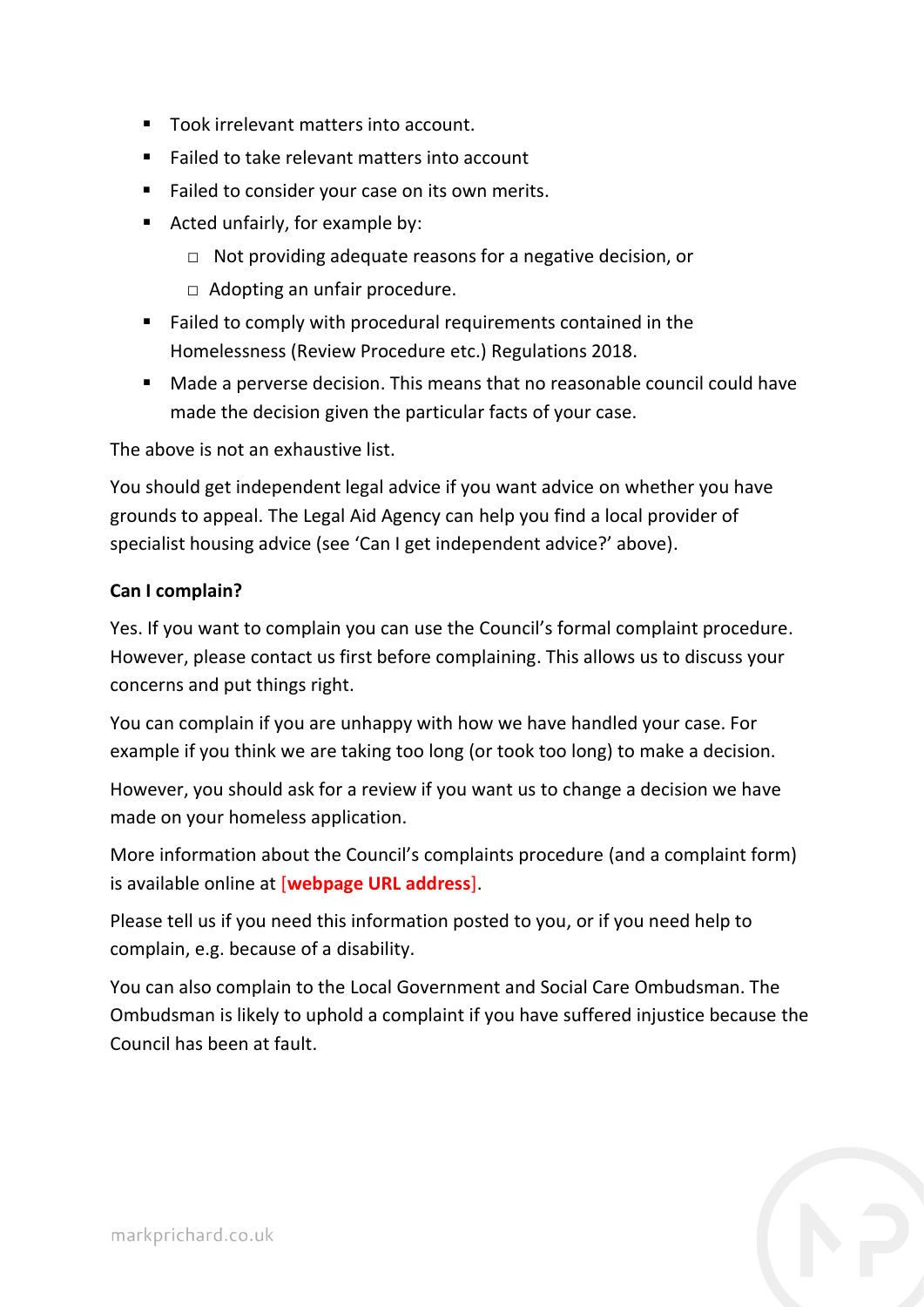- Took irrelevant matters into account.
- Failed to take relevant matters into account
- Failed to consider your case on its own merits.
- Acted unfairly, for example by:
  - Not providing adequate reasons for a negative decision, or
  - Adopting an unfair procedure.
- Failed to comply with procedural requirements contained in the Homelessness (Review Procedure etc.) Regulations 2018.
- Made a perverse decision. This means that no reasonable council could have made the decision given the particular facts of your case.

The above is not an exhaustive list.

You should get independent legal advice if you want advice on whether you have grounds to appeal. The Legal Aid Agency can help you find a local provider of specialist housing advice (see 'Can I get independent advice?' above).

**Can I complain?**

Yes. If you want to complain you can use the Council's formal complaint procedure. However, please contact us first before complaining. This allows us to discuss your concerns and put things right.

You can complain if you are unhappy with how we have handled your case. For example if you think we are taking too long (or took too long) to make a decision.

However, you should ask for a review if you want us to change a decision we have made on your homeless application.

More information about the Council's complaints procedure (and a complaint form) is available online at [**webpage URL address**].

Please tell us if you need this information posted to you, or if you need help to complain, e.g. because of a disability.

You can also complain to the Local Government and Social Care Ombudsman. The Ombudsman is likely to uphold a complaint if you have suffered injustice because the Council has been at fault.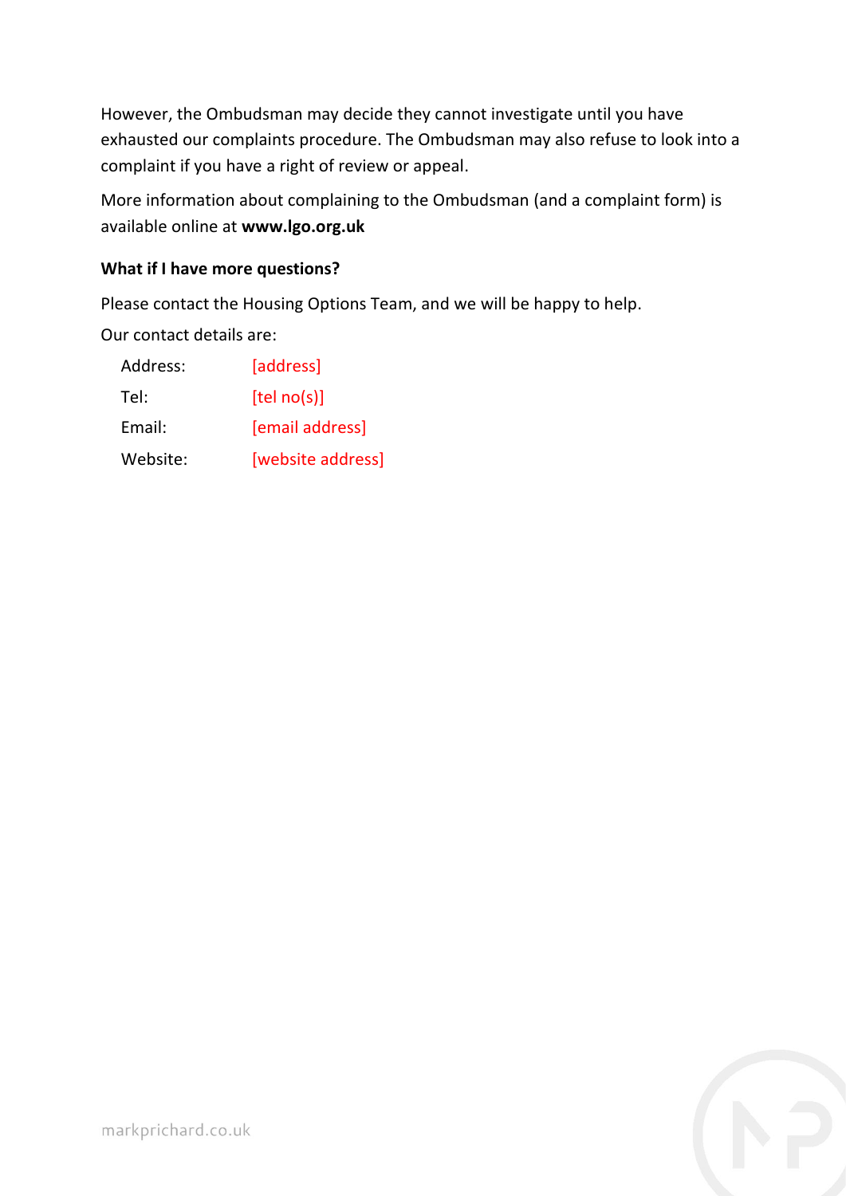However, the Ombudsman may decide they cannot investigate until you have exhausted our complaints procedure. The Ombudsman may also refuse to look into a complaint if you have a right of review or appeal.

More information about complaining to the Ombudsman (and a complaint form) is available online at **www.lgo.org.uk**

### What if I have more questions?

Please contact the Housing Options Team, and we will be happy to help.

Our contact details are:

| | |
|---|---|
| Address: | [address] |
| Tel: | [tel no(s)] |
| Email: | [email address] |
| Website: | [website address] |